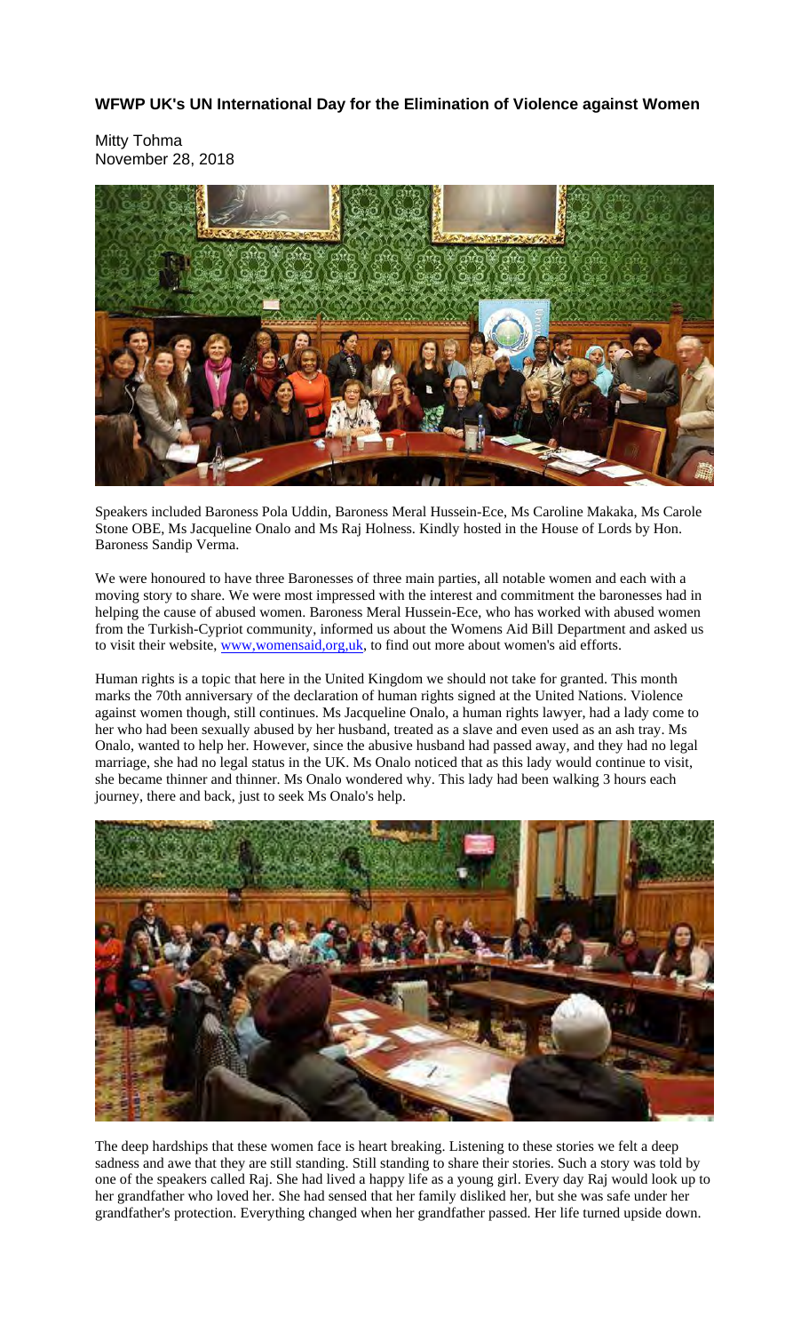## WFWP UK's UN International Day for the Elimination of Violence against Women

Mitty Tohma
November 28, 2018

Speakers included Baroness Pola Uddin, Baroness Meral Hussein-Ece, Ms Caroline Makaka, Ms Carole Stone OBE, Ms Jacqueline Onalo and Ms Raj Holness. Kindly hosted in the House of Lords by Hon. Baroness Sandip Verma.

We were honoured to have three Baronesses of three main parties, all notable women and each with a moving story to share. We were most impressed with the interest and commitment the baronesses had in helping the cause of abused women. Baroness Meral Hussein-Ece, who has worked with abused women from the Turkish-Cypriot community, informed us about the Womens Aid Bill Department and asked us to visit their website, [www,womensaid,org,uk](www,womensaid,org,uk), to find out more about women's aid efforts.

Human rights is a topic that here in the United Kingdom we should not take for granted. This month marks the 70th anniversary of the declaration of human rights signed at the United Nations. Violence against women though, still continues. Ms Jacqueline Onalo, a human rights lawyer, had a lady come to her who had been sexually abused by her husband, treated as a slave and even used as an ash tray. Ms Onalo, wanted to help her. However, since the abusive husband had passed away, and they had no legal marriage, she had no legal status in the UK. Ms Onalo noticed that as this lady would continue to visit, she became thinner and thinner. Ms Onalo wondered why. This lady had been walking 3 hours each journey, there and back, just to seek Ms Onalo's help.

The deep hardships that these women face is heart breaking. Listening to these stories we felt a deep sadness and awe that they are still standing. Still standing to share their stories. Such a story was told by one of the speakers called Raj. She had lived a happy life as a young girl. Every day Raj would look up to her grandfather who loved her. She had sensed that her family disliked her, but she was safe under her grandfather's protection. Everything changed when her grandfather passed. Her life turned upside down.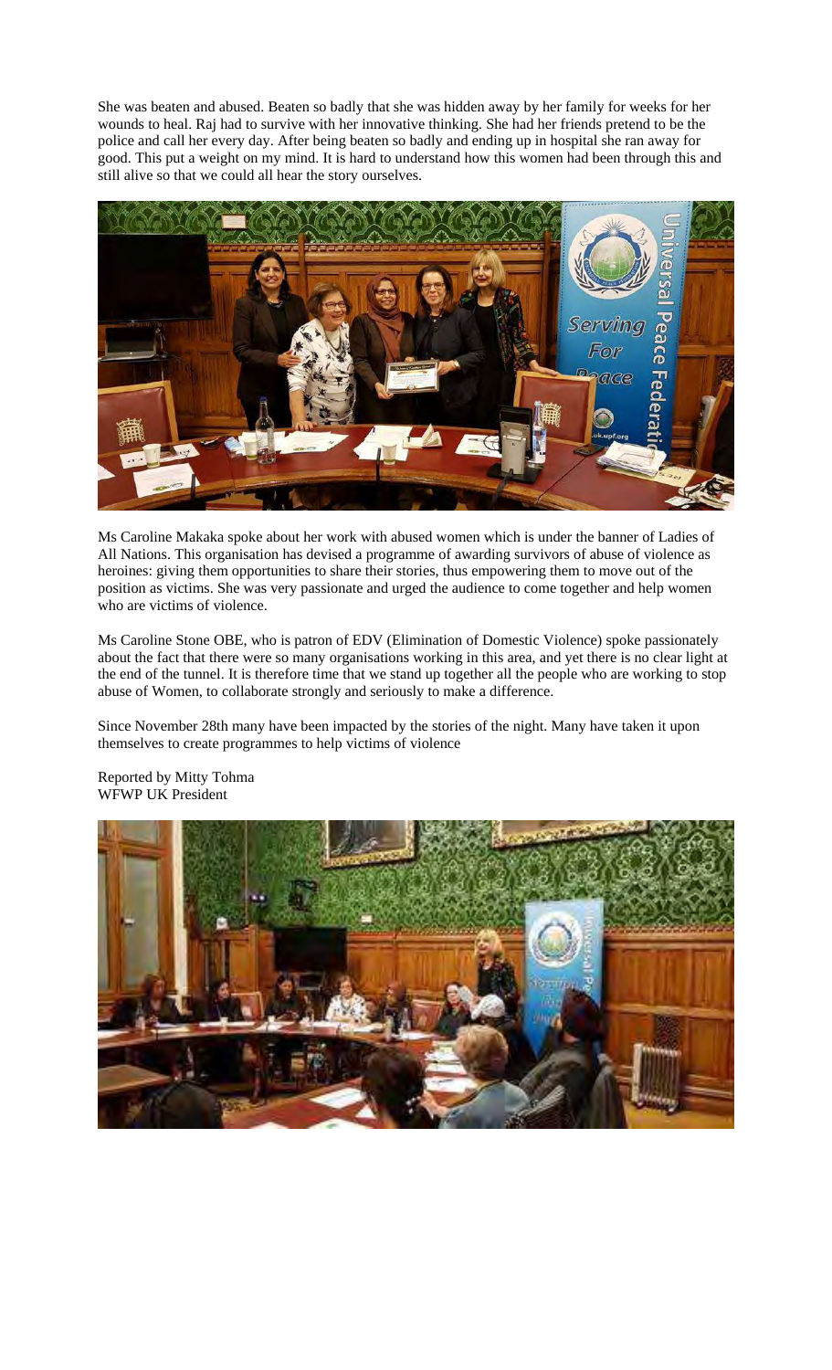She was beaten and abused. Beaten so badly that she was hidden away by her family for weeks for her wounds to heal. Raj had to survive with her innovative thinking. She had her friends pretend to be the police and call her every day. After being beaten so badly and ending up in hospital she ran away for good. This put a weight on my mind. It is hard to understand how this women had been through this and still alive so that we could all hear the story ourselves.

Ms Caroline Makaka spoke about her work with abused women which is under the banner of Ladies of All Nations. This organisation has devised a programme of awarding survivors of abuse of violence as heroines: giving them opportunities to share their stories, thus empowering them to move out of the position as victims. She was very passionate and urged the audience to come together and help women who are victims of violence.

Ms Caroline Stone OBE, who is patron of EDV (Elimination of Domestic Violence) spoke passionately about the fact that there were so many organisations working in this area, and yet there is no clear light at the end of the tunnel. It is therefore time that we stand up together all the people who are working to stop abuse of Women, to collaborate strongly and seriously to make a difference.

Since November 28th many have been impacted by the stories of the night. Many have taken it upon themselves to create programmes to help victims of violence

Reported by Mitty Tohma
WFWP UK President